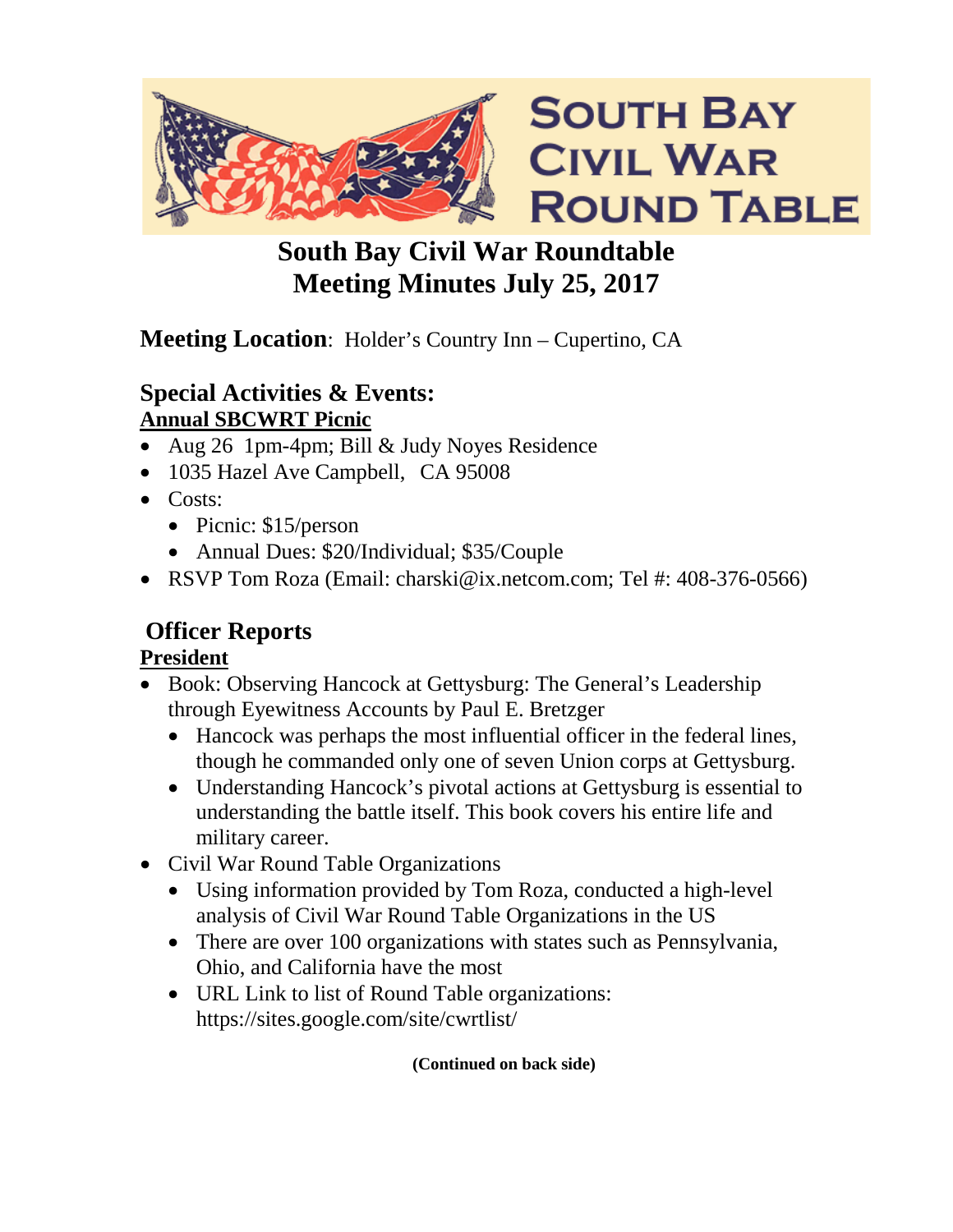# South Bay Civil War Round Table

## South Bay Civil War Roundtable
## Meeting Minutes July 25, 2017

**Meeting Location**: Holder's Country Inn – Cupertino, CA

### Special Activities & Events:

**Annual SBCWRT Picnic**

- Aug 26 1pm-4pm; Bill & Judy Noyes Residence
- 1035 Hazel Ave Campbell, CA 95008
- Costs:
  - Picnic: $15/person
  - Annual Dues: $20/Individual; $35/Couple
- RSVP Tom Roza (Email: charski@ix.netcom.com; Tel #: 408-376-0566)

### Officer Reports

**President**

- Book: Observing Hancock at Gettysburg: The General's Leadership through Eyewitness Accounts by Paul E. Bretzger
  - Hancock was perhaps the most influential officer in the federal lines, though he commanded only one of seven Union corps at Gettysburg.
  - Understanding Hancock's pivotal actions at Gettysburg is essential to understanding the battle itself. This book covers his entire life and military career.
- Civil War Round Table Organizations
  - Using information provided by Tom Roza, conducted a high-level analysis of Civil War Round Table Organizations in the US
  - There are over 100 organizations with states such as Pennsylvania, Ohio, and California have the most
  - URL Link to list of Round Table organizations: https://sites.google.com/site/cwrtlist/

**(Continued on back side)**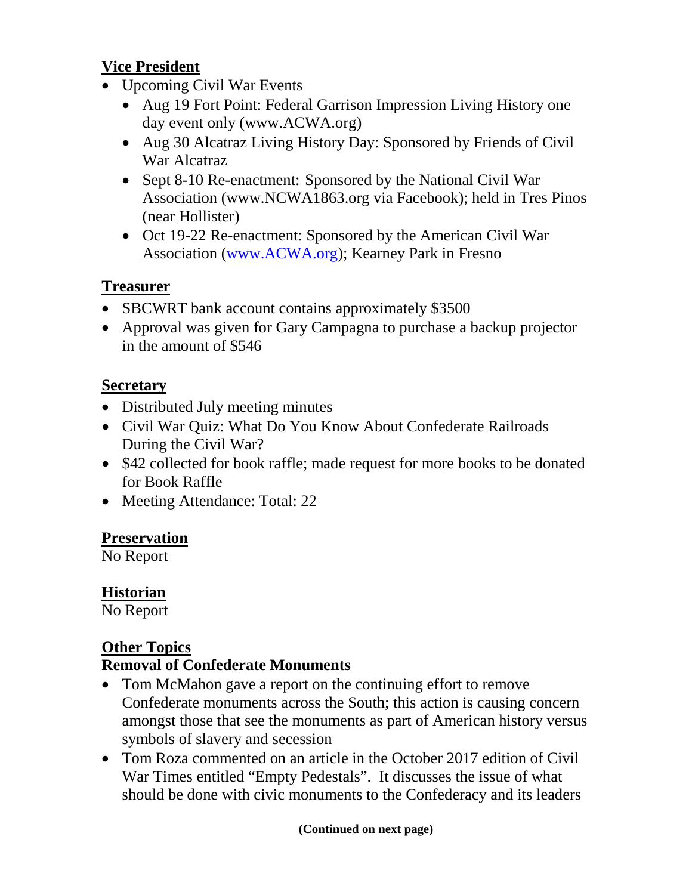## Vice President

- Upcoming Civil War Events
  - Aug 19 Fort Point: Federal Garrison Impression Living History one day event only (www.ACWA.org)
  - Aug 30 Alcatraz Living History Day: Sponsored by Friends of Civil War Alcatraz
  - Sept 8-10 Re-enactment: Sponsored by the National Civil War Association (www.NCWA1863.org via Facebook); held in Tres Pinos (near Hollister)
  - Oct 19-22 Re-enactment: Sponsored by the American Civil War Association (www.ACWA.org); Kearney Park in Fresno

## Treasurer

- SBCWRT bank account contains approximately $3500
- Approval was given for Gary Campagna to purchase a backup projector in the amount of $546

## Secretary

- Distributed July meeting minutes
- Civil War Quiz: What Do You Know About Confederate Railroads During the Civil War?
- $42 collected for book raffle; made request for more books to be donated for Book Raffle
- Meeting Attendance: Total: 22

## Preservation

No Report

## Historian

No Report

## Other Topics

### Removal of Confederate Monuments

- Tom McMahon gave a report on the continuing effort to remove Confederate monuments across the South; this action is causing concern amongst those that see the monuments as part of American history versus symbols of slavery and secession
- Tom Roza commented on an article in the October 2017 edition of Civil War Times entitled "Empty Pedestals". It discusses the issue of what should be done with civic monuments to the Confederacy and its leaders

**(Continued on next page)**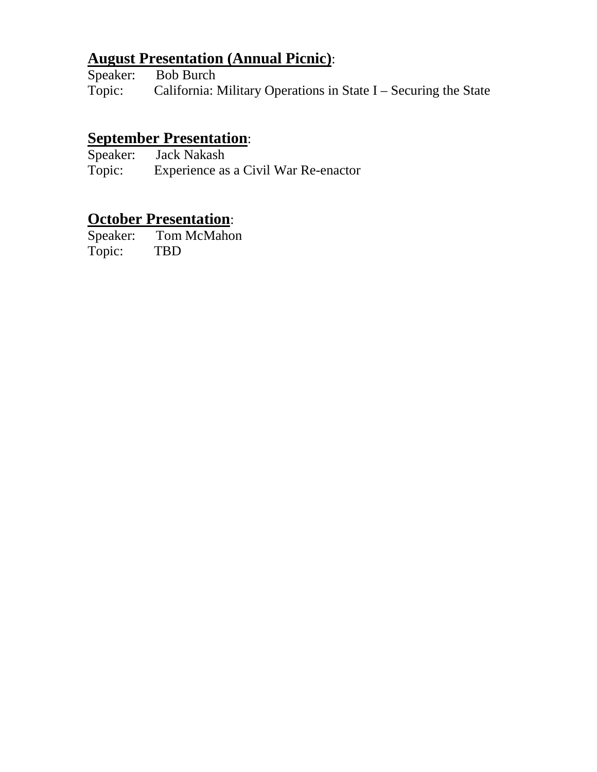**August Presentation (Annual Picnic)**:

Speaker: Bob Burch

Topic: California: Military Operations in State I – Securing the State

**September Presentation**:

Speaker: Jack Nakash

Topic: Experience as a Civil War Re-enactor

**October Presentation**:

Speaker: Tom McMahon

Topic: TBD